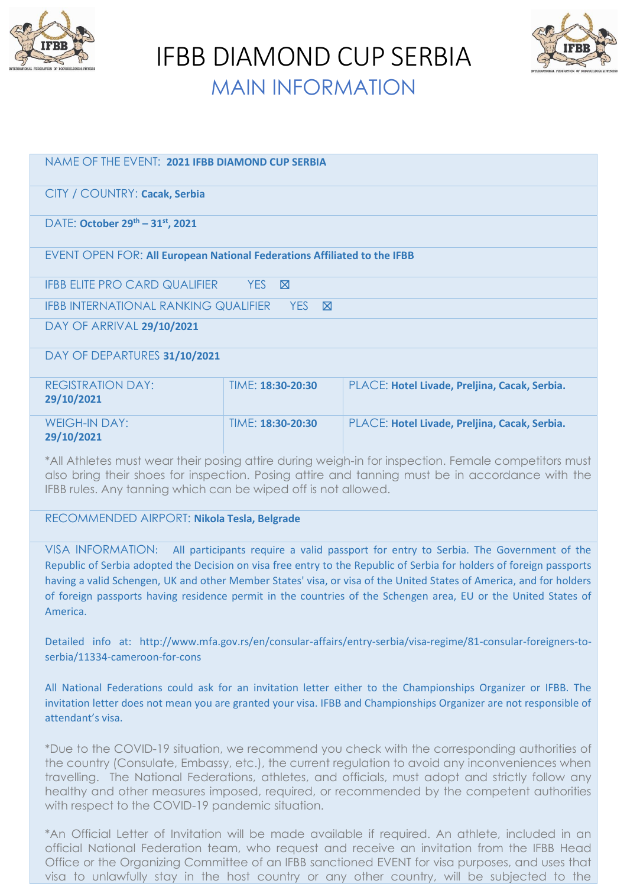# IFBB DIAMOND CUP SERBIA

## MAIN INFORMATION

NAME OF THE EVENT: **2021 IFBB DIAMOND CUP SERBIA**

CITY / COUNTRY: **Cacak, Serbia**

DATE: **October 29th – 31st, 2021**

EVENT OPEN FOR: **All European National Federations Affiliated to the IFBB**

IFBB ELITE PRO CARD QUALIFIER YES ☒

IFBB INTERNATIONAL RANKING QUALIFIER YES ☒

DAY OF ARRIVAL **29/10/2021**

DAY OF DEPARTURES **31/10/2021**

| REGISTRATION DAY: **29/10/2021** | TIME: **18:30-20:30** | PLACE: **Hotel Livade, Preljina, Cacak, Serbia.** |
|---|---|---|
| WEIGH-IN DAY: **29/10/2021** | TIME: **18:30-20:30** | PLACE: **Hotel Livade, Preljina, Cacak, Serbia.** |

*All Athletes must wear their posing attire during weigh-in for inspection. Female competitors must also bring their shoes for inspection. Posing attire and tanning must be in accordance with the IFBB rules. Any tanning which can be wiped off is not allowed.

RECOMMENDED AIRPORT: **Nikola Tesla, Belgrade**

VISA INFORMATION: All participants require a valid passport for entry to Serbia. The Government of the Republic of Serbia adopted the Decision on visa free entry to the Republic of Serbia for holders of foreign passports having a valid Schengen, UK and other Member States' visa, or visa of the United States of America, and for holders of foreign passports having residence permit in the countries of the Schengen area, EU or the United States of America.

Detailed info at: http://www.mfa.gov.rs/en/consular-affairs/entry-serbia/visa-regime/81-consular-foreigners-to-serbia/11334-cameroon-for-cons

All National Federations could ask for an invitation letter either to the Championships Organizer or IFBB. The invitation letter does not mean you are granted your visa. IFBB and Championships Organizer are not responsible of attendant's visa.

*Due to the COVID-19 situation, we recommend you check with the corresponding authorities of the country (Consulate, Embassy, etc.), the current regulation to avoid any inconveniences when travelling. The National Federations, athletes, and officials, must adopt and strictly follow any healthy and other measures imposed, required, or recommended by the competent authorities with respect to the COVID-19 pandemic situation.

*An Official Letter of Invitation will be made available if required. An athlete, included in an official National Federation team, who request and receive an invitation from the IFBB Head Office or the Organizing Committee of an IFBB sanctioned EVENT for visa purposes, and uses that visa to unlawfully stay in the host country or any other country, will be subjected to the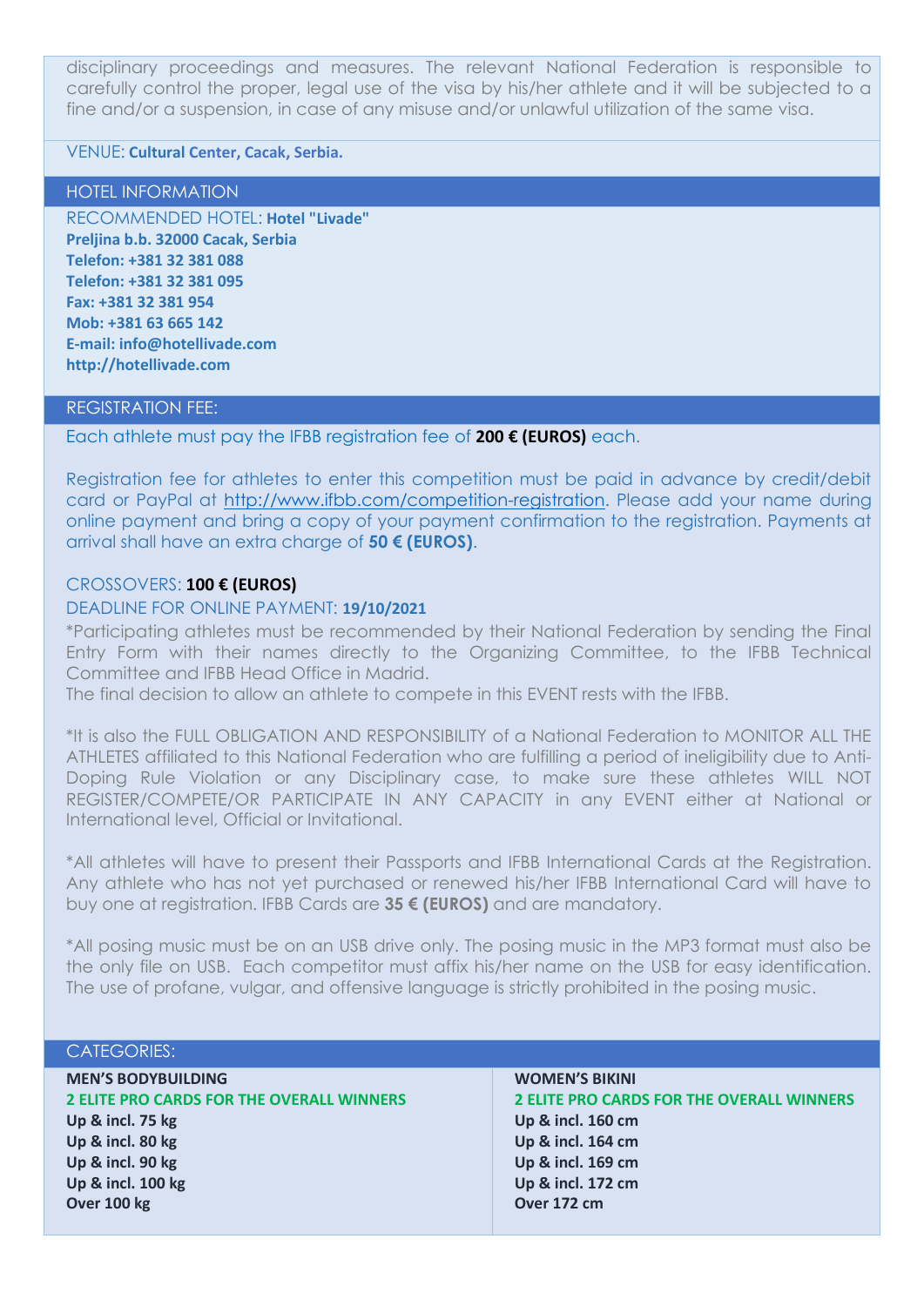disciplinary proceedings and measures. The relevant National Federation is responsible to carefully control the proper, legal use of the visa by his/her athlete and it will be subjected to a fine and/or a suspension, in case of any misuse and/or unlawful utilization of the same visa.

VENUE: **Cultural Center, Cacak, Serbia.**

## HOTEL INFORMATION

RECOMMENDED HOTEL: **Hotel "Livade"**
**Preljina b.b. 32000 Cacak, Serbia**
**Telefon: +381 32 381 088**
**Telefon: +381 32 381 095**
**Fax: +381 32 381 954**
**Mob: +381 63 665 142**
**E-mail: info@hotellivade.com**
**http://hotellivade.com**

## REGISTRATION FEE:

Each athlete must pay the IFBB registration fee of **200 € (EUROS)** each.

Registration fee for athletes to enter this competition must be paid in advance by credit/debit card or PayPal at http://www.ifbb.com/competition-registration. Please add your name during online payment and bring a copy of your payment confirmation to the registration. Payments at arrival shall have an extra charge of **50 € (EUROS)**.

CROSSOVERS: **100 € (EUROS)**
DEADLINE FOR ONLINE PAYMENT: **19/10/2021**

*Participating athletes must be recommended by their National Federation by sending the Final Entry Form with their names directly to the Organizing Committee, to the IFBB Technical Committee and IFBB Head Office in Madrid.
The final decision to allow an athlete to compete in this EVENT rests with the IFBB.

*It is also the FULL OBLIGATION AND RESPONSIBILITY of a National Federation to MONITOR ALL THE ATHLETES affiliated to this National Federation who are fulfilling a period of ineligibility due to Anti-Doping Rule Violation or any Disciplinary case, to make sure these athletes WILL NOT REGISTER/COMPETE/OR PARTICIPATE IN ANY CAPACITY in any EVENT either at National or International level, Official or Invitational.

*All athletes will have to present their Passports and IFBB International Cards at the Registration. Any athlete who has not yet purchased or renewed his/her IFBB International Card will have to buy one at registration. IFBB Cards are **35 € (EUROS)** and are mandatory.

*All posing music must be on an USB drive only. The posing music in the MP3 format must also be the only file on USB. Each competitor must affix his/her name on the USB for easy identification. The use of profane, vulgar, and offensive language is strictly prohibited in the posing music.

## CATEGORIES:

**MEN'S BODYBUILDING**
**2 ELITE PRO CARDS FOR THE OVERALL WINNERS**
**Up & incl. 75 kg**
**Up & incl. 80 kg**
**Up & incl. 90 kg**
**Up & incl. 100 kg**
**Over 100 kg**

**WOMEN'S BIKINI**
**2 ELITE PRO CARDS FOR THE OVERALL WINNERS**
**Up & incl. 160 cm**
**Up & incl. 164 cm**
**Up & incl. 169 cm**
**Up & incl. 172 cm**
**Over 172 cm**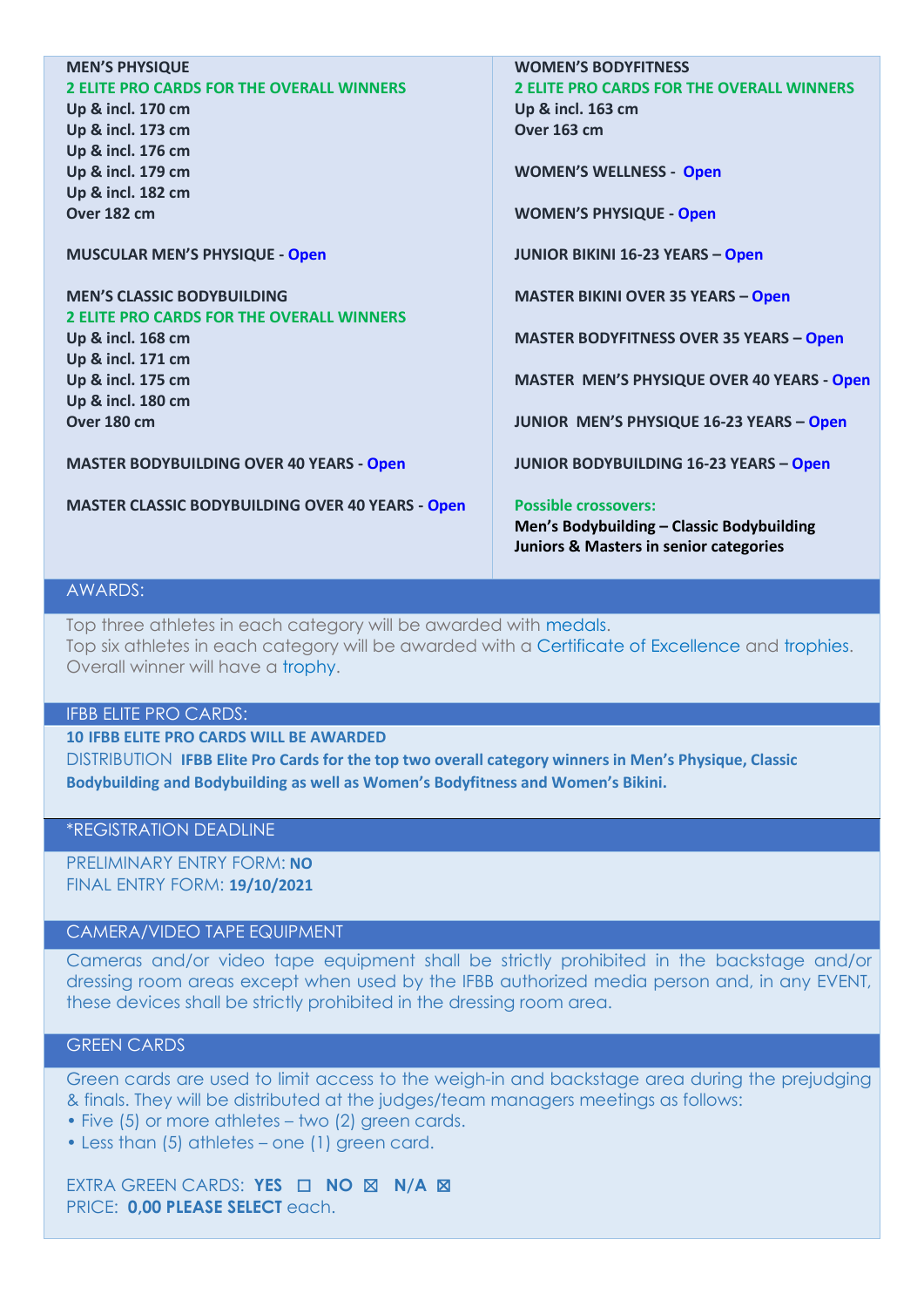**MEN'S PHYSIQUE**
**2 ELITE PRO CARDS FOR THE OVERALL WINNERS**
**Up & incl. 170 cm**
**Up & incl. 173 cm**
**Up & incl. 176 cm**
**Up & incl. 179 cm**
**Up & incl. 182 cm**
**Over 182 cm**

**MUSCULAR MEN'S PHYSIQUE - Open**

**MEN'S CLASSIC BODYBUILDING**
**2 ELITE PRO CARDS FOR THE OVERALL WINNERS**
**Up & incl. 168 cm**
**Up & incl. 171 cm**
**Up & incl. 175 cm**
**Up & incl. 180 cm**
**Over 180 cm**

**MASTER BODYBUILDING OVER 40 YEARS - Open**

**MASTER CLASSIC BODYBUILDING OVER 40 YEARS - Open**

**WOMEN'S BODYFITNESS**
**2 ELITE PRO CARDS FOR THE OVERALL WINNERS**
**Up & incl. 163 cm**
**Over 163 cm**

**WOMEN'S WELLNESS - Open**

**WOMEN'S PHYSIQUE - Open**

**JUNIOR BIKINI 16-23 YEARS – Open**

**MASTER BIKINI OVER 35 YEARS – Open**

**MASTER BODYFITNESS OVER 35 YEARS – Open**

**MASTER MEN'S PHYSIQUE OVER 40 YEARS - Open**

**JUNIOR MEN'S PHYSIQUE 16-23 YEARS – Open**

**JUNIOR BODYBUILDING 16-23 YEARS – Open**

**Possible crossovers:**
**Men's Bodybuilding – Classic Bodybuilding**
**Juniors & Masters in senior categories**

## AWARDS:

Top three athletes in each category will be awarded with medals.
Top six athletes in each category will be awarded with a Certificate of Excellence and trophies.
Overall winner will have a trophy.

## IFBB ELITE PRO CARDS:

**10 IFBB ELITE PRO CARDS WILL BE AWARDED**
DISTRIBUTION **IFBB Elite Pro Cards for the top two overall category winners in Men's Physique, Classic Bodybuilding and Bodybuilding as well as Women's Bodyfitness and Women's Bikini.**

## *REGISTRATION DEADLINE

PRELIMINARY ENTRY FORM: **NO**
FINAL ENTRY FORM: **19/10/2021**

## CAMERA/VIDEO TAPE EQUIPMENT

Cameras and/or video tape equipment shall be strictly prohibited in the backstage and/or dressing room areas except when used by the IFBB authorized media person and, in any EVENT, these devices shall be strictly prohibited in the dressing room area.

## GREEN CARDS

Green cards are used to limit access to the weigh-in and backstage area during the prejudging & finals. They will be distributed at the judges/team managers meetings as follows:

- Five (5) or more athletes – two (2) green cards.
- Less than (5) athletes – one (1) green card.

EXTRA GREEN CARDS: **YES** ☐ **NO** ☒ **N/A** ☒
PRICE: **0,00 PLEASE SELECT** each.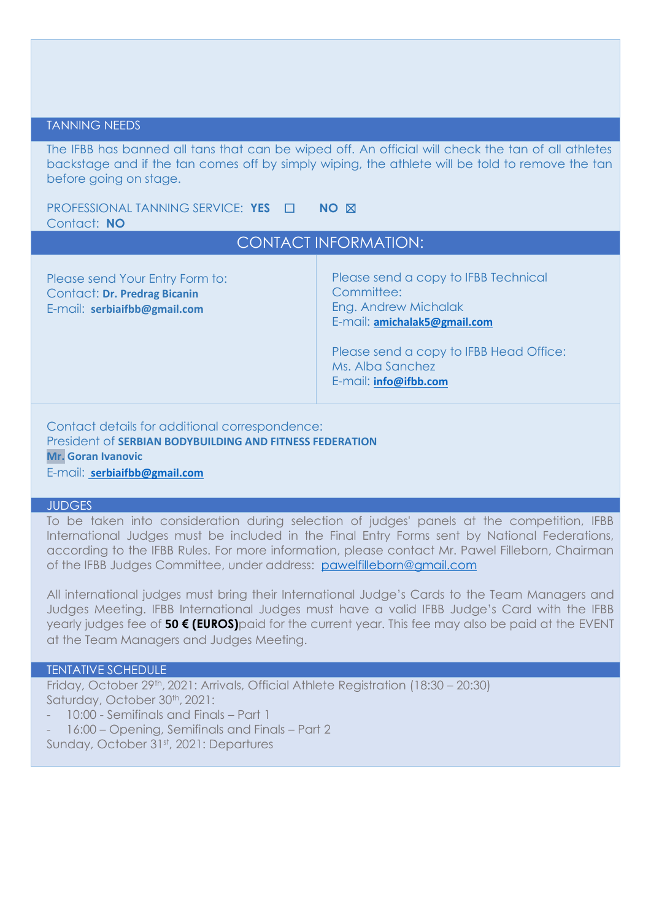## TANNING NEEDS

The IFBB has banned all tans that can be wiped off. An official will check the tan of all athletes backstage and if the tan comes off by simply wiping, the athlete will be told to remove the tan before going on stage.

PROFESSIONAL TANNING SERVICE: **YES** ☐ **NO** ☒
Contact: **NO**

## CONTACT INFORMATION:

Please send Your Entry Form to:
Contact: **Dr. Predrag Bicanin**
E-mail: **serbiaifbb@gmail.com**

Please send a copy to IFBB Technical Committee:
Eng. Andrew Michalak
E-mail: **amichalak5@gmail.com**

Please send a copy to IFBB Head Office:
Ms. Alba Sanchez
E-mail: **info@ifbb.com**

Contact details for additional correspondence:
President of **SERBIAN BODYBUILDING AND FITNESS FEDERATION**
**Mr. Goran Ivanovic**
E-mail: **serbiaifbb@gmail.com**

## JUDGES

To be taken into consideration during selection of judges' panels at the competition, IFBB International Judges must be included in the Final Entry Forms sent by National Federations, according to the IFBB Rules. For more information, please contact Mr. Pawel Filleborn, Chairman of the IFBB Judges Committee, under address: pawelfilleborn@gmail.com

All international judges must bring their International Judge's Cards to the Team Managers and Judges Meeting. IFBB International Judges must have a valid IFBB Judge's Card with the IFBB yearly judges fee of **50 € (EUROS)** paid for the current year. This fee may also be paid at the EVENT at the Team Managers and Judges Meeting.

## TENTATIVE SCHEDULE

Friday, October 29th, 2021: Arrivals, Official Athlete Registration (18:30 – 20:30)
Saturday, October 30th, 2021:

- 10:00 - Semifinals and Finals – Part 1
- 16:00 – Opening, Semifinals and Finals – Part 2

Sunday, October 31st, 2021: Departures